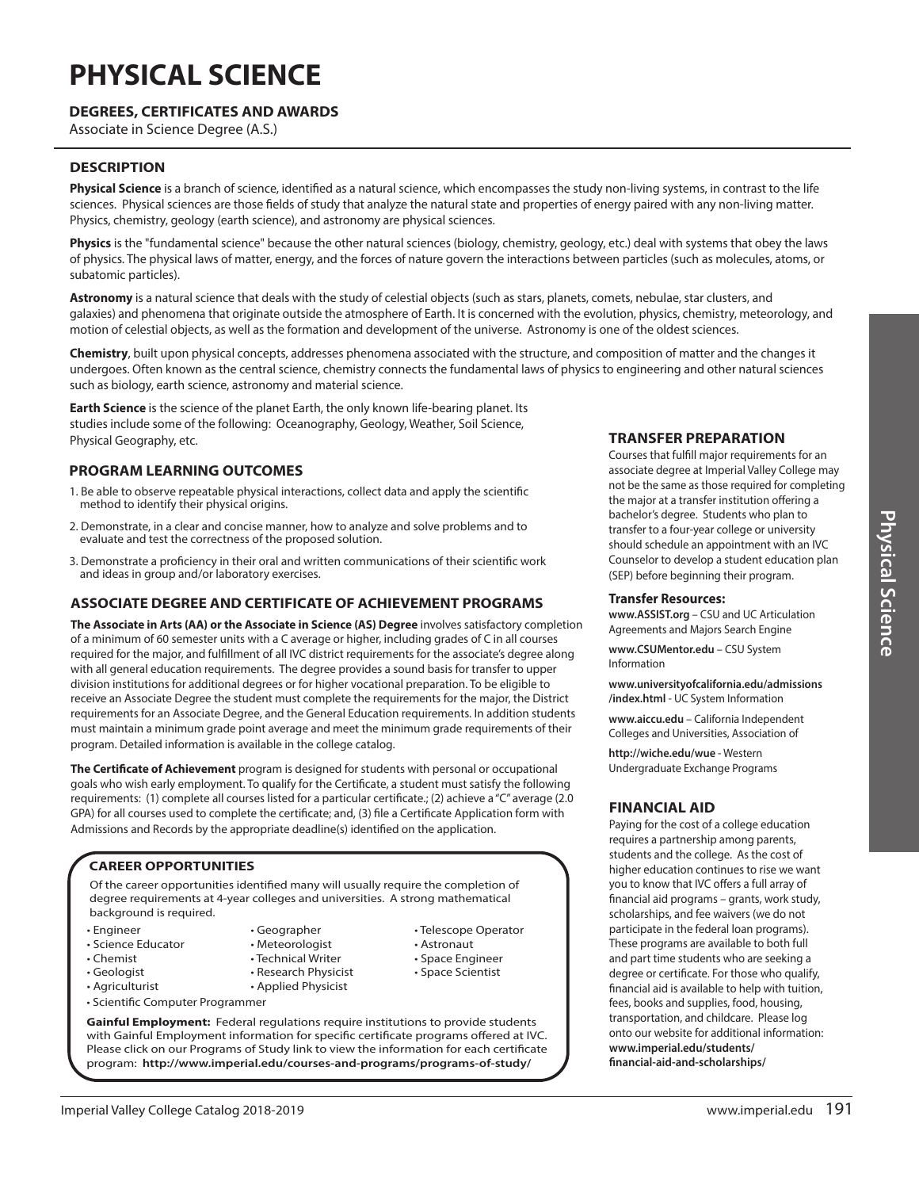# PHYSICAL SCIENCE

### DEGREES, CERTIFICATES AND AWARDS

Associate in Science Degree (A.S.)

## DESCRIPTION

**Physical Science** is a branch of science, identified as a natural science, which encompasses the study non-living systems, in contrast to the life sciences. Physical sciences are those fields of study that analyze the natural state and properties of energy paired with any non-living matter. Physics, chemistry, geology (earth science), and astronomy are physical sciences.

**Physics** is the "fundamental science" because the other natural sciences (biology, chemistry, geology, etc.) deal with systems that obey the laws of physics. The physical laws of matter, energy, and the forces of nature govern the interactions between particles (such as molecules, atoms, or subatomic particles).

**Astronomy** is a natural science that deals with the study of celestial objects (such as stars, planets, comets, nebulae, star clusters, and galaxies) and phenomena that originate outside the atmosphere of Earth. It is concerned with the evolution, physics, chemistry, meteorology, and motion of celestial objects, as well as the formation and development of the universe. Astronomy is one of the oldest sciences.

**Chemistry**, built upon physical concepts, addresses phenomena associated with the structure, and composition of matter and the changes it undergoes. Often known as the central science, chemistry connects the fundamental laws of physics to engineering and other natural sciences such as biology, earth science, astronomy and material science.

**Earth Science** is the science of the planet Earth, the only known life-bearing planet. Its studies include some of the following: Oceanography, Geology, Weather, Soil Science, Physical Geography, etc.

## PROGRAM LEARNING OUTCOMES

1. Be able to observe repeatable physical interactions, collect data and apply the scientific method to identify their physical origins.
2. Demonstrate, in a clear and concise manner, how to analyze and solve problems and to evaluate and test the correctness of the proposed solution.
3. Demonstrate a proficiency in their oral and written communications of their scientific work and ideas in group and/or laboratory exercises.

## ASSOCIATE DEGREE AND CERTIFICATE OF ACHIEVEMENT PROGRAMS

**The Associate in Arts (AA) or the Associate in Science (AS) Degree** involves satisfactory completion of a minimum of 60 semester units with a C average or higher, including grades of C in all courses required for the major, and fulfillment of all IVC district requirements for the associate's degree along with all general education requirements. The degree provides a sound basis for transfer to upper division institutions for additional degrees or for higher vocational preparation. To be eligible to receive an Associate Degree the student must complete the requirements for the major, the District requirements for an Associate Degree, and the General Education requirements. In addition students must maintain a minimum grade point average and meet the minimum grade requirements of their program. Detailed information is available in the college catalog.

**The Certificate of Achievement** program is designed for students with personal or occupational goals who wish early employment. To qualify for the Certificate, a student must satisfy the following requirements: (1) complete all courses listed for a particular certificate.; (2) achieve a "C" average (2.0 GPA) for all courses used to complete the certificate; and, (3) file a Certificate Application form with Admissions and Records by the appropriate deadline(s) identified on the application.

## CAREER OPPORTUNITIES

Of the career opportunities identified many will usually require the completion of degree requirements at 4-year colleges and universities. A strong mathematical background is required.

- Engineer
- Science Educator
- Chemist
- Geologist
- Agriculturist
- Scientific Computer Programmer
- Geographer
- Meteorologist
- Technical Writer
- Research Physicist
- Applied Physicist
- Telescope Operator
- Astronaut
- Space Engineer
- Space Scientist

**Gainful Employment:** Federal regulations require institutions to provide students with Gainful Employment information for specific certificate programs offered at IVC. Please click on our Programs of Study link to view the information for each certificate program: **http://www.imperial.edu/courses-and-programs/programs-of-study/**

## TRANSFER PREPARATION

Courses that fulfill major requirements for an associate degree at Imperial Valley College may not be the same as those required for completing the major at a transfer institution offering a bachelor's degree. Students who plan to transfer to a four-year college or university should schedule an appointment with an IVC Counselor to develop a student education plan (SEP) before beginning their program.

### Transfer Resources:

**www.ASSIST.org** – CSU and UC Articulation Agreements and Majors Search Engine

**www.CSUMentor.edu** – CSU System Information

**www.universityofcalifornia.edu/admissions/index.html** - UC System Information

**www.aiccu.edu** – California Independent Colleges and Universities, Association of

**http://wiche.edu/wue** - Western Undergraduate Exchange Programs

## FINANCIAL AID

Paying for the cost of a college education requires a partnership among parents, students and the college. As the cost of higher education continues to rise we want you to know that IVC offers a full array of financial aid programs – grants, work study, scholarships, and fee waivers (we do not participate in the federal loan programs). These programs are available to both full and part time students who are seeking a degree or certificate. For those who qualify, financial aid is available to help with tuition, fees, books and supplies, food, housing, transportation, and childcare. Please log onto our website for additional information: **www.imperial.edu/students/financial-aid-and-scholarships/**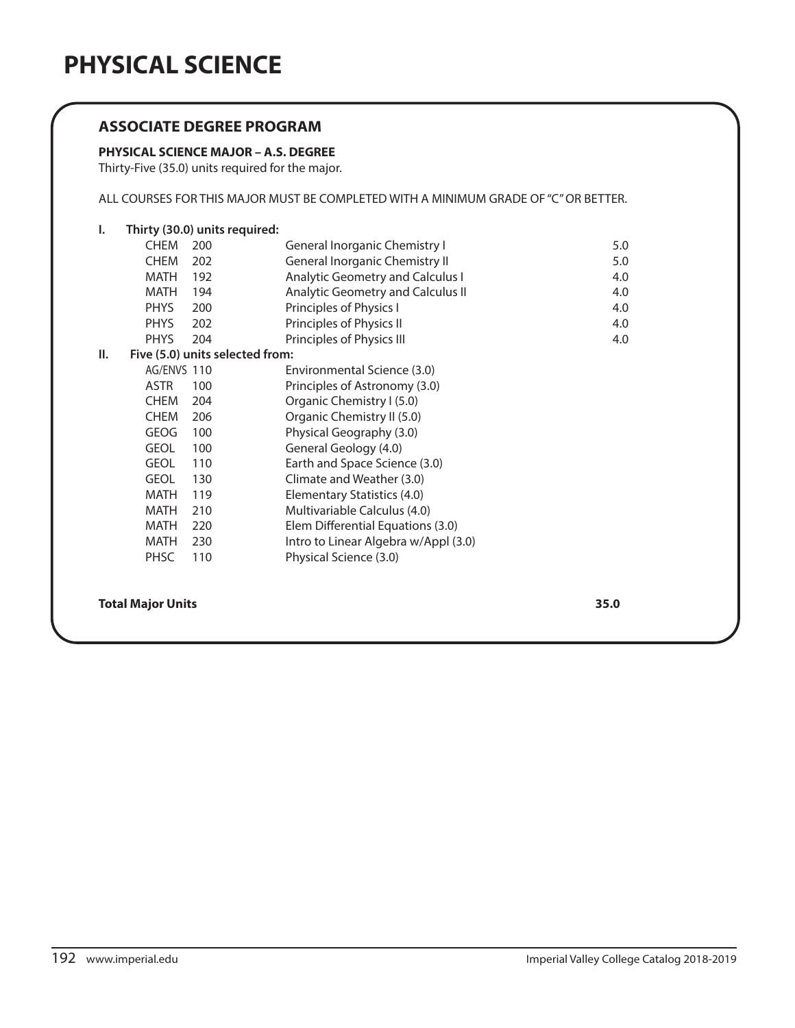# PHYSICAL SCIENCE

## ASSOCIATE DEGREE PROGRAM

### PHYSICAL SCIENCE MAJOR – A.S. DEGREE

Thirty-Five (35.0) units required for the major.

ALL COURSES FOR THIS MAJOR MUST BE COMPLETED WITH A MINIMUM GRADE OF "C" OR BETTER.

| | | | |
|---|---|---|---|
| **I. Thirty (30.0) units required:** | | | |
| CHEM | 200 | General Inorganic Chemistry I | 5.0 |
| CHEM | 202 | General Inorganic Chemistry II | 5.0 |
| MATH | 192 | Analytic Geometry and Calculus I | 4.0 |
| MATH | 194 | Analytic Geometry and Calculus II | 4.0 |
| PHYS | 200 | Principles of Physics I | 4.0 |
| PHYS | 202 | Principles of Physics II | 4.0 |
| PHYS | 204 | Principles of Physics III | 4.0 |
| **II. Five (5.0) units selected from:** | | | |
| AG/ENVS | 110 | Environmental Science (3.0) | |
| ASTR | 100 | Principles of Astronomy (3.0) | |
| CHEM | 204 | Organic Chemistry I (5.0) | |
| CHEM | 206 | Organic Chemistry II (5.0) | |
| GEOG | 100 | Physical Geography (3.0) | |
| GEOL | 100 | General Geology (4.0) | |
| GEOL | 110 | Earth and Space Science (3.0) | |
| GEOL | 130 | Climate and Weather (3.0) | |
| MATH | 119 | Elementary Statistics (4.0) | |
| MATH | 210 | Multivariable Calculus (4.0) | |
| MATH | 220 | Elem Differential Equations (3.0) | |
| MATH | 230 | Intro to Linear Algebra w/Appl (3.0) | |
| PHSC | 110 | Physical Science (3.0) | |
| **Total Major Units** | | | **35.0** |